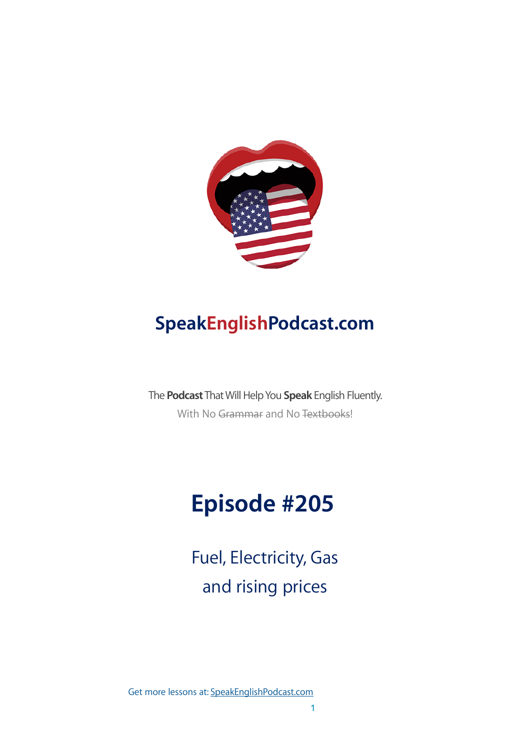# SpeakEnglishPodcast.com

The **Podcast** That Will Help You **Speak** English Fluently.

With No ~~Grammar~~ and No ~~Textbooks~~!

## Episode #205

### Fuel, Electricity, Gas and rising prices

Get more lessons at: SpeakEnglishPodcast.com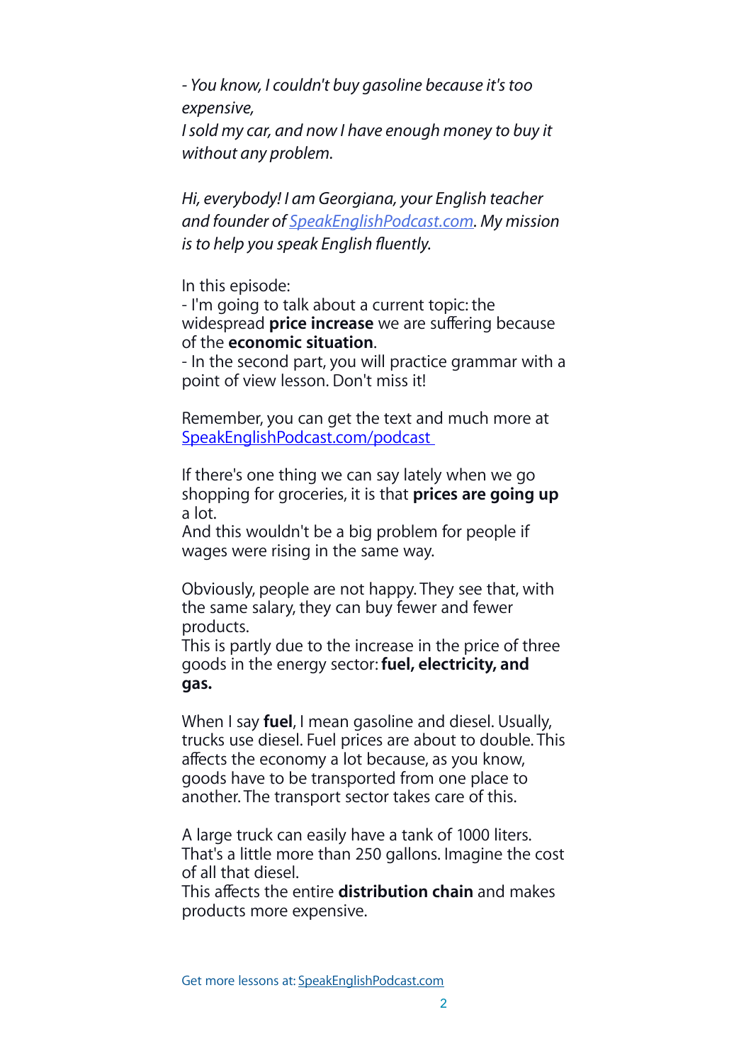*- You know, I couldn't buy gasoline because it's too expensive,*
*I sold my car, and now I have enough money to buy it without any problem.*

*Hi, everybody! I am Georgiana, your English teacher and founder of [SpeakEnglishPodcast.com](SpeakEnglishPodcast.com). My mission is to help you speak English fluently.*

In this episode:
- I'm going to talk about a current topic: the widespread **price increase** we are suffering because of the **economic situation**.
- In the second part, you will practice grammar with a point of view lesson. Don't miss it!

Remember, you can get the text and much more at [SpeakEnglishPodcast.com/podcast](SpeakEnglishPodcast.com/podcast)

If there's one thing we can say lately when we go shopping for groceries, it is that **prices are going up** a lot.
And this wouldn't be a big problem for people if wages were rising in the same way.

Obviously, people are not happy. They see that, with the same salary, they can buy fewer and fewer products.
This is partly due to the increase in the price of three goods in the energy sector: **fuel, electricity, and gas.**

When I say **fuel**, I mean gasoline and diesel. Usually, trucks use diesel. Fuel prices are about to double. This affects the economy a lot because, as you know, goods have to be transported from one place to another. The transport sector takes care of this.

A large truck can easily have a tank of 1000 liters. That's a little more than 250 gallons. Imagine the cost of all that diesel.
This affects the entire **distribution chain** and makes products more expensive.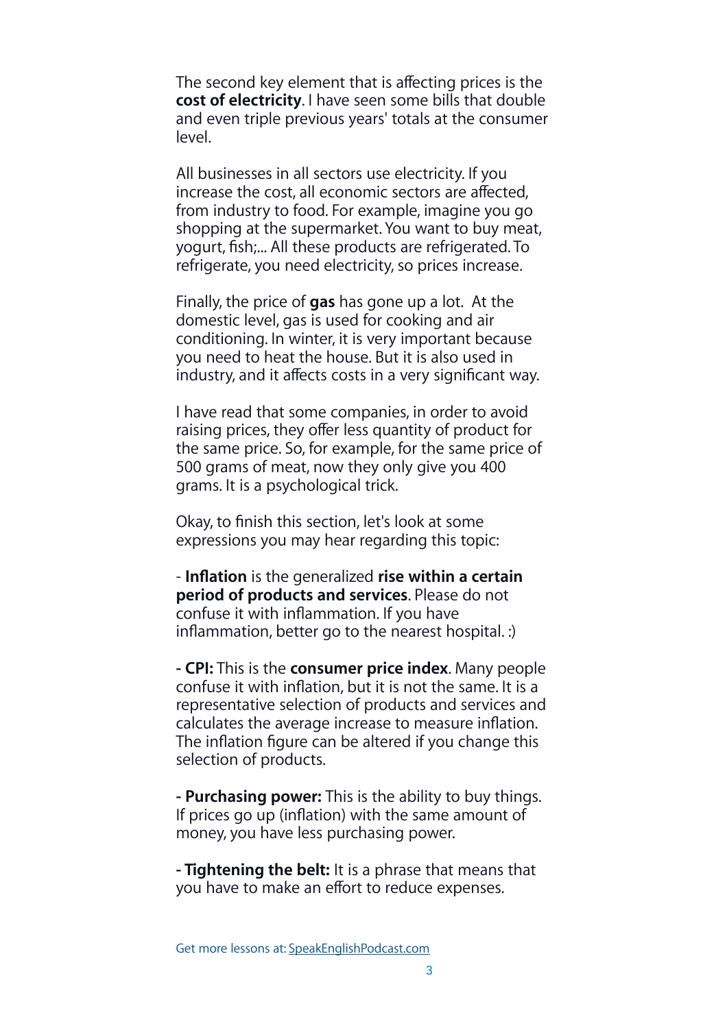The second key element that is affecting prices is the **cost of electricity**. I have seen some bills that double and even triple previous years' totals at the consumer level.

All businesses in all sectors use electricity. If you increase the cost, all economic sectors are affected, from industry to food. For example, imagine you go shopping at the supermarket. You want to buy meat, yogurt, fish;... All these products are refrigerated. To refrigerate, you need electricity, so prices increase.

Finally, the price of **gas** has gone up a lot. At the domestic level, gas is used for cooking and air conditioning. In winter, it is very important because you need to heat the house. But it is also used in industry, and it affects costs in a very significant way.

I have read that some companies, in order to avoid raising prices, they offer less quantity of product for the same price. So, for example, for the same price of 500 grams of meat, now they only give you 400 grams. It is a psychological trick.

Okay, to finish this section, let's look at some expressions you may hear regarding this topic:

- **Inflation** is the generalized **rise within a certain period of products and services**. Please do not confuse it with inflammation. If you have inflammation, better go to the nearest hospital. :)

- **CPI:** This is the **consumer price index**. Many people confuse it with inflation, but it is not the same. It is a representative selection of products and services and calculates the average increase to measure inflation. The inflation figure can be altered if you change this selection of products.

- **Purchasing power:** This is the ability to buy things. If prices go up (inflation) with the same amount of money, you have less purchasing power.

- **Tightening the belt:** It is a phrase that means that you have to make an effort to reduce expenses.

Get more lessons at: SpeakEnglishPodcast.com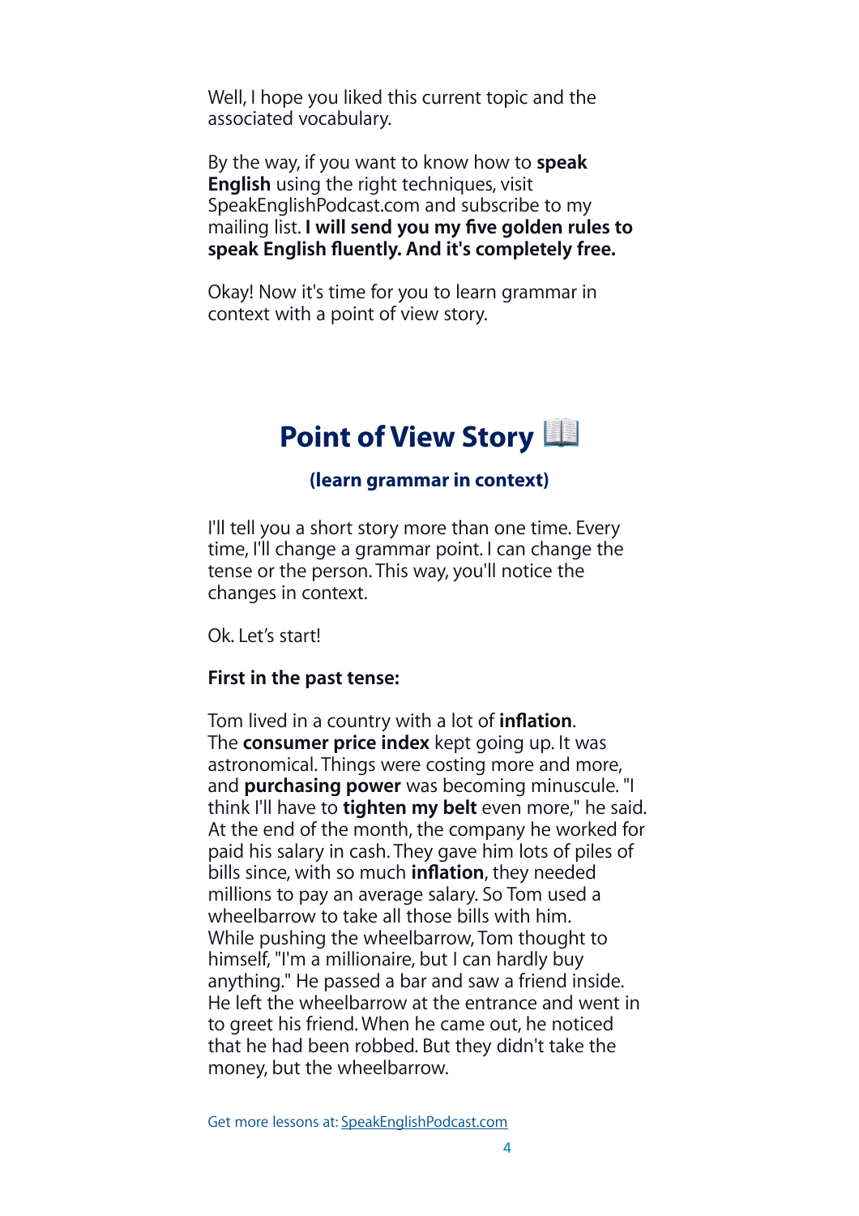Well, I hope you liked this current topic and the associated vocabulary.

By the way, if you want to know how to **speak English** using the right techniques, visit SpeakEnglishPodcast.com and subscribe to my mailing list. **I will send you my five golden rules to speak English fluently. And it's completely free.**

Okay! Now it's time for you to learn grammar in context with a point of view story.

## Point of View Story 📖

**(learn grammar in context)**

I'll tell you a short story more than one time. Every time, I'll change a grammar point. I can change the tense or the person. This way, you'll notice the changes in context.

Ok. Let's start!

**First in the past tense:**

Tom lived in a country with a lot of **inflation**. The **consumer price index** kept going up. It was astronomical. Things were costing more and more, and **purchasing power** was becoming minuscule. "I think I'll have to **tighten my belt** even more," he said. At the end of the month, the company he worked for paid his salary in cash. They gave him lots of piles of bills since, with so much **inflation**, they needed millions to pay an average salary. So Tom used a wheelbarrow to take all those bills with him. While pushing the wheelbarrow, Tom thought to himself, "I'm a millionaire, but I can hardly buy anything." He passed a bar and saw a friend inside. He left the wheelbarrow at the entrance and went in to greet his friend. When he came out, he noticed that he had been robbed. But they didn't take the money, but the wheelbarrow.

Get more lessons at: SpeakEnglishPodcast.com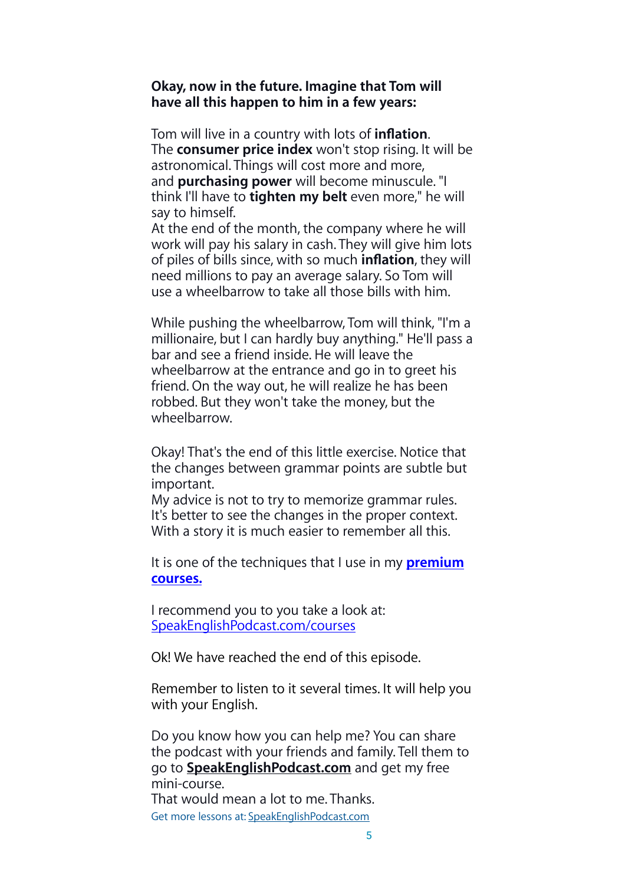**Okay, now in the future. Imagine that Tom will have all this happen to him in a few years:**

Tom will live in a country with lots of **inflation**. The **consumer price index** won't stop rising. It will be astronomical. Things will cost more and more, and **purchasing power** will become minuscule. "I think I'll have to **tighten my belt** even more," he will say to himself.
At the end of the month, the company where he will work will pay his salary in cash. They will give him lots of piles of bills since, with so much **inflation**, they will need millions to pay an average salary. So Tom will use a wheelbarrow to take all those bills with him.

While pushing the wheelbarrow, Tom will think, "I'm a millionaire, but I can hardly buy anything." He'll pass a bar and see a friend inside. He will leave the wheelbarrow at the entrance and go in to greet his friend. On the way out, he will realize he has been robbed. But they won't take the money, but the wheelbarrow.

Okay! That's the end of this little exercise. Notice that the changes between grammar points are subtle but important.
My advice is not to try to memorize grammar rules. It's better to see the changes in the proper context. With a story it is much easier to remember all this.

It is one of the techniques that I use in my **[premium courses.](https://SpeakEnglishPodcast.com/courses)**

I recommend you to you take a look at: [SpeakEnglishPodcast.com/courses](https://SpeakEnglishPodcast.com/courses)

Ok! We have reached the end of this episode.

Remember to listen to it several times. It will help you with your English.

Do you know how you can help me? You can share the podcast with your friends and family. Tell them to go to **[SpeakEnglishPodcast.com](https://SpeakEnglishPodcast.com)** and get my free mini-course.
That would mean a lot to me. Thanks.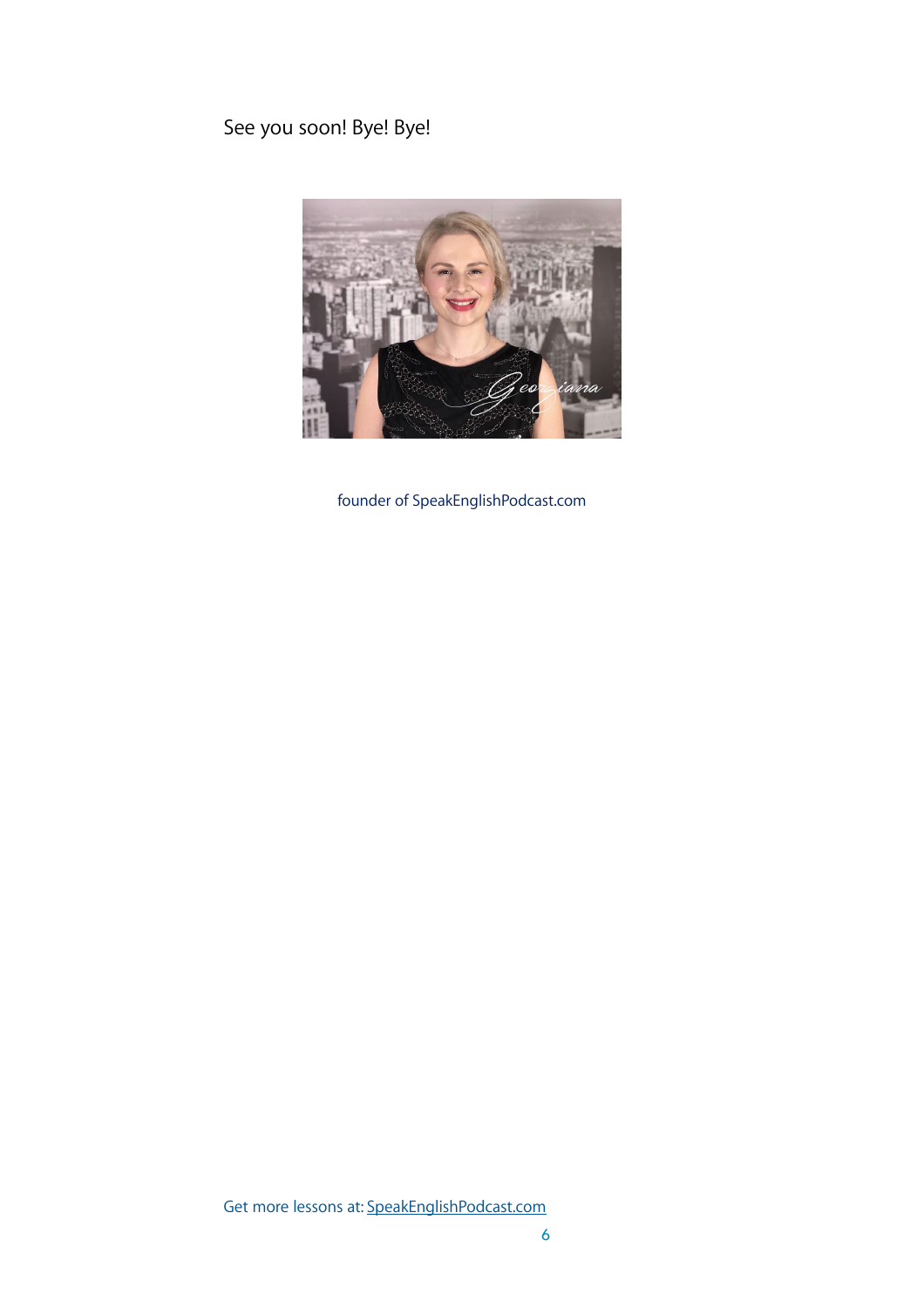See you soon! Bye! Bye!

founder of SpeakEnglishPodcast.com

Get more lessons at: [SpeakEnglishPodcast.com](https://SpeakEnglishPodcast.com)